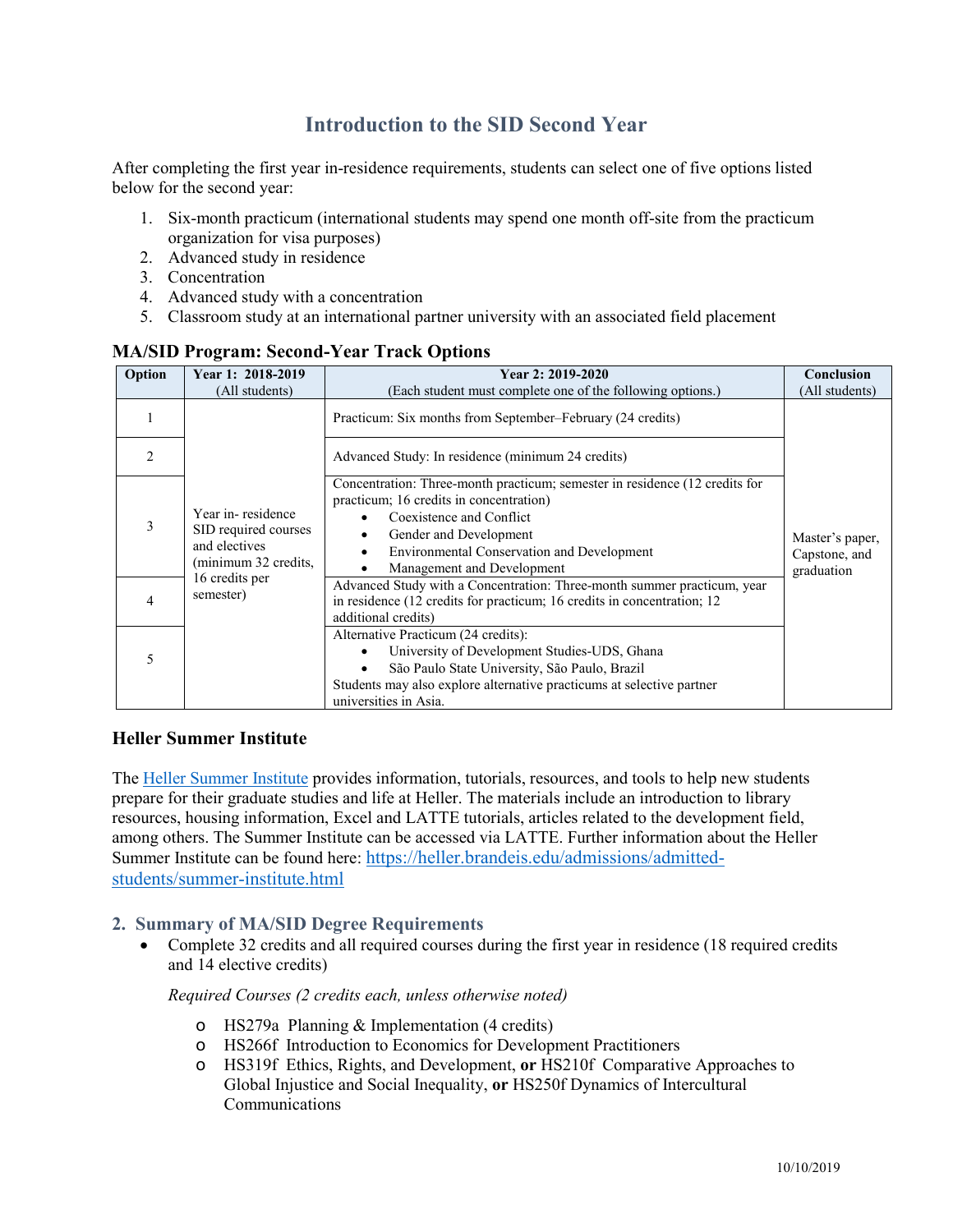# Introduction to the SID Second Year

After completing the first year in-residence requirements, students can select one of five options listed below for the second year:

1. Six-month practicum (international students may spend one month off-site from the practicum organization for visa purposes)
2. Advanced study in residence
3. Concentration
4. Advanced study with a concentration
5. Classroom study at an international partner university with an associated field placement

### MA/SID Program: Second-Year Track Options

| Option | Year 1: 2018-2019 (All students) | Year 2: 2019-2020 (Each student must complete one of the following options.) | Conclusion (All students) |
|---|---|---|---|
| 1 | Year in- residence SID required courses and electives (minimum 32 credits, 16 credits per semester) | Practicum: Six months from September–February (24 credits) | Master's paper, Capstone, and graduation |
| 2 | | Advanced Study: In residence (minimum 24 credits) | |
| 3 | | Concentration: Three-month practicum; semester in residence (12 credits for practicum; 16 credits in concentration)<br>• Coexistence and Conflict<br>• Gender and Development<br>• Environmental Conservation and Development<br>• Management and Development | |
| 4 | | Advanced Study with a Concentration: Three-month summer practicum, year in residence (12 credits for practicum; 16 credits in concentration; 12 additional credits) | |
| 5 | | Alternative Practicum (24 credits):<br>• University of Development Studies-UDS, Ghana<br>• São Paulo State University, São Paulo, Brazil<br>Students may also explore alternative practicums at selective partner universities in Asia. | |

### Heller Summer Institute

The Heller Summer Institute provides information, tutorials, resources, and tools to help new students prepare for their graduate studies and life at Heller. The materials include an introduction to library resources, housing information, Excel and LATTE tutorials, articles related to the development field, among others. The Summer Institute can be accessed via LATTE. Further information about the Heller Summer Institute can be found here: https://heller.brandeis.edu/admissions/admitted-students/summer-institute.html

## 2. Summary of MA/SID Degree Requirements

- Complete 32 credits and all required courses during the first year in residence (18 required credits and 14 elective credits)

  *Required Courses (2 credits each, unless otherwise noted)*

  - HS279a Planning & Implementation (4 credits)
  - HS266f Introduction to Economics for Development Practitioners
  - HS319f Ethics, Rights, and Development, **or** HS210f Comparative Approaches to Global Injustice and Social Inequality, **or** HS250f Dynamics of Intercultural Communications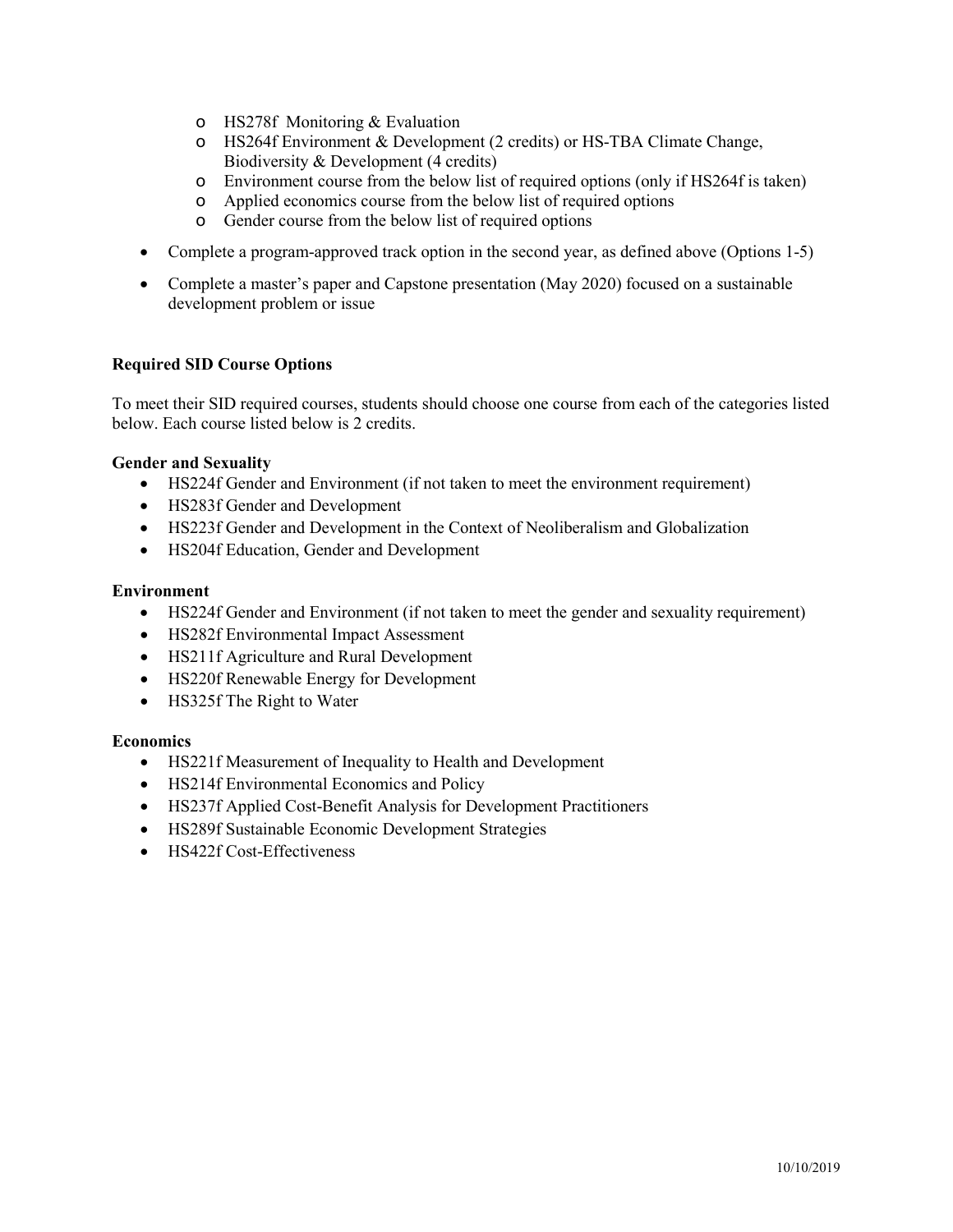- HS278f Monitoring & Evaluation
- HS264f Environment & Development (2 credits) or HS-TBA Climate Change, Biodiversity & Development (4 credits)
- Environment course from the below list of required options (only if HS264f is taken)
- Applied economics course from the below list of required options
- Gender course from the below list of required options

- Complete a program-approved track option in the second year, as defined above (Options 1-5)

- Complete a master's paper and Capstone presentation (May 2020) focused on a sustainable development problem or issue

### Required SID Course Options

To meet their SID required courses, students should choose one course from each of the categories listed below. Each course listed below is 2 credits.

#### Gender and Sexuality

- HS224f Gender and Environment (if not taken to meet the environment requirement)
- HS283f Gender and Development
- HS223f Gender and Development in the Context of Neoliberalism and Globalization
- HS204f Education, Gender and Development

#### Environment

- HS224f Gender and Environment (if not taken to meet the gender and sexuality requirement)
- HS282f Environmental Impact Assessment
- HS211f Agriculture and Rural Development
- HS220f Renewable Energy for Development
- HS325f The Right to Water

#### Economics

- HS221f Measurement of Inequality to Health and Development
- HS214f Environmental Economics and Policy
- HS237f Applied Cost-Benefit Analysis for Development Practitioners
- HS289f Sustainable Economic Development Strategies
- HS422f Cost-Effectiveness

10/10/2019